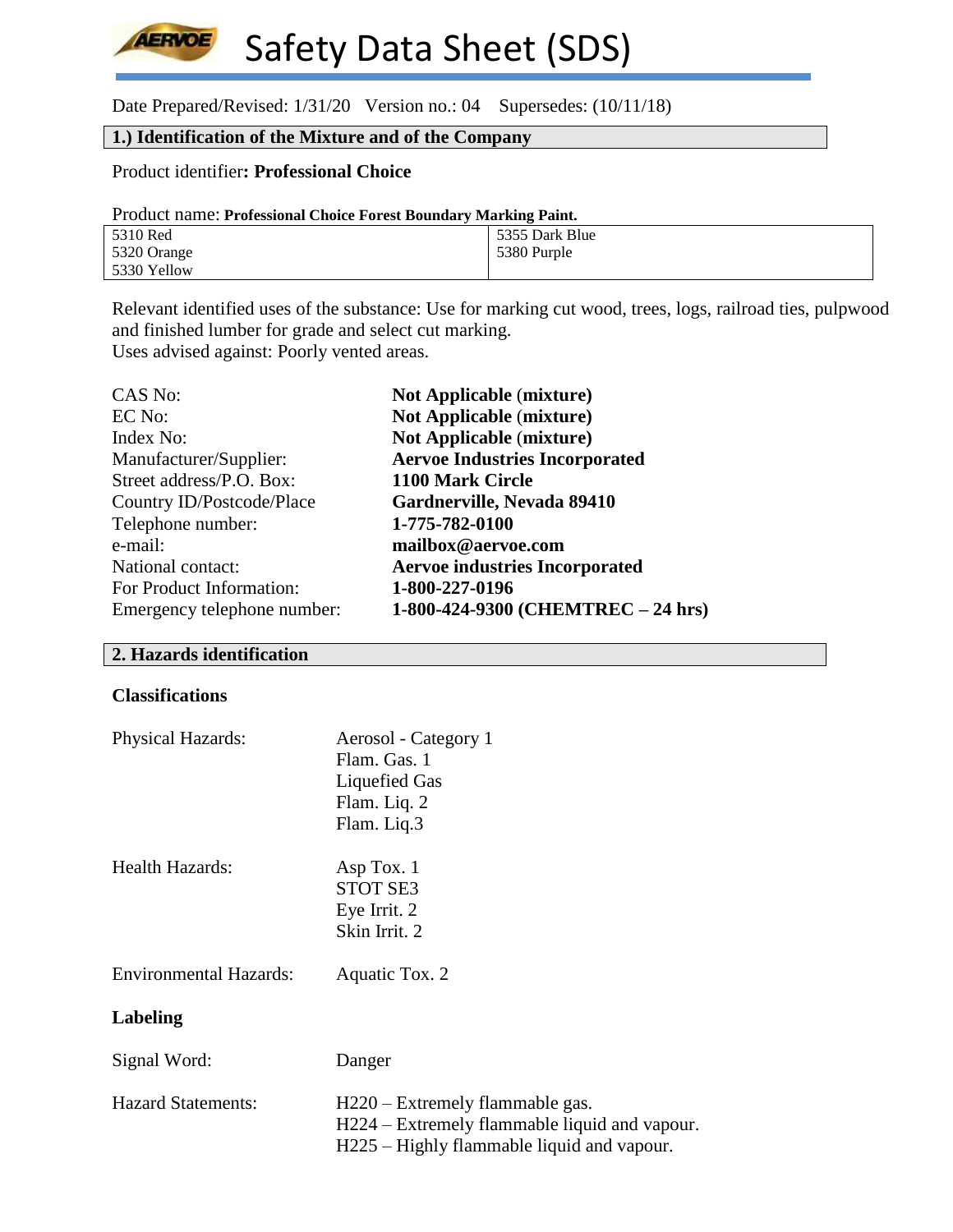# Safety Data Sheet (SDS)

Date Prepared/Revised: 1/31/20 Version no.: 04 Supersedes: (10/11/18)

## 1.) Identification of the Mixture and of the Company

Product identifier**: Professional Choice**

Product name: **Professional Choice Forest Boundary Marking Paint.**

| | |
|---|---|
| 5310 Red<br>5320 Orange<br>5330 Yellow | 5355 Dark Blue<br>5380 Purple |

Relevant identified uses of the substance: Use for marking cut wood, trees, logs, railroad ties, pulpwood and finished lumber for grade and select cut marking.
Uses advised against: Poorly vented areas.

| | |
|---|---|
| CAS No: | **Not Applicable (mixture)** |
| EC No: | **Not Applicable (mixture)** |
| Index No: | **Not Applicable (mixture)** |
| Manufacturer/Supplier: | **Aervoe Industries Incorporated** |
| Street address/P.O. Box: | **1100 Mark Circle** |
| Country ID/Postcode/Place | **Gardnerville, Nevada 89410** |
| Telephone number: | **1-775-782-0100** |
| e-mail: | **mailbox@aervoe.com** |
| National contact: | **Aervoe industries Incorporated** |
| For Product Information: | **1-800-227-0196** |
| Emergency telephone number: | **1-800-424-9300 (CHEMTREC – 24 hrs)** |

## 2. Hazards identification

### Classifications

Physical Hazards:
- Aerosol - Category 1
- Flam. Gas. 1
- Liquefied Gas
- Flam. Liq. 2
- Flam. Liq.3

Health Hazards:
- Asp Tox. 1
- STOT SE3
- Eye Irrit. 2
- Skin Irrit. 2

Environmental Hazards:
- Aquatic Tox. 2

### Labeling

Signal Word: Danger

Hazard Statements:
- H220 – Extremely flammable gas.
- H224 – Extremely flammable liquid and vapour.
- H225 – Highly flammable liquid and vapour.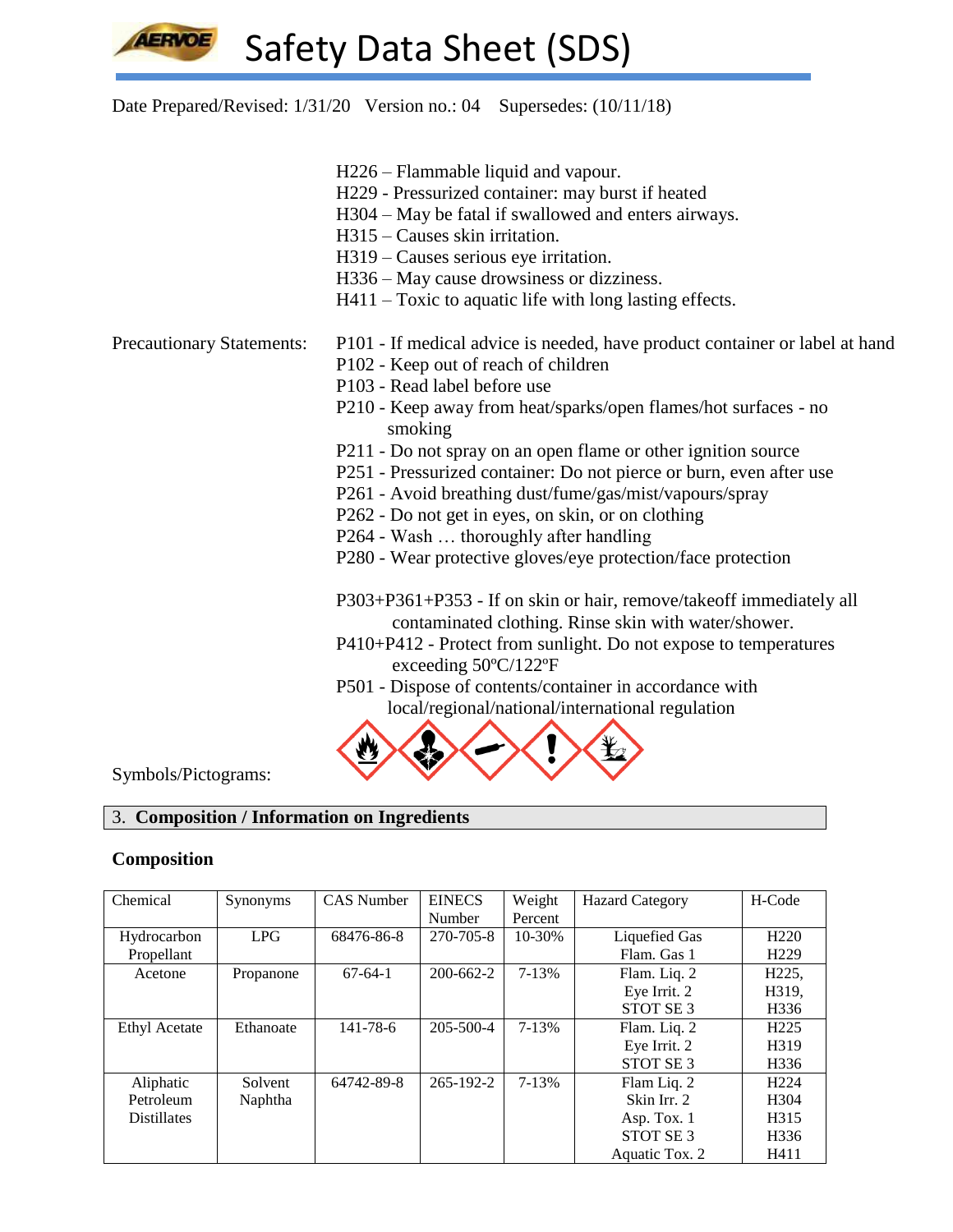Date Prepared/Revised: 1/31/20 Version no.: 04 Supersedes: (10/11/18)

H226 – Flammable liquid and vapour.
H229 - Pressurized container: may burst if heated
H304 – May be fatal if swallowed and enters airways.
H315 – Causes skin irritation.
H319 – Causes serious eye irritation.
H336 – May cause drowsiness or dizziness.
H411 – Toxic to aquatic life with long lasting effects.

Precautionary Statements:

P101 - If medical advice is needed, have product container or label at hand
P102 - Keep out of reach of children
P103 - Read label before use
P210 - Keep away from heat/sparks/open flames/hot surfaces - no smoking
P211 - Do not spray on an open flame or other ignition source
P251 - Pressurized container: Do not pierce or burn, even after use
P261 - Avoid breathing dust/fume/gas/mist/vapours/spray
P262 - Do not get in eyes, on skin, or on clothing
P264 - Wash … thoroughly after handling
P280 - Wear protective gloves/eye protection/face protection

P303+P361+P353 - If on skin or hair, remove/takeoff immediately all contaminated clothing. Rinse skin with water/shower.
P410+P412 - Protect from sunlight. Do not expose to temperatures exceeding 50ºC/122ºF
P501 - Dispose of contents/container in accordance with local/regional/national/international regulation

Symbols/Pictograms:

## 3. Composition / Information on Ingredients

### Composition

| Chemical | Synonyms | CAS Number | EINECS Number | Weight Percent | Hazard Category | H-Code |
|---|---|---|---|---|---|---|
| Hydrocarbon Propellant | LPG | 68476-86-8 | 270-705-8 | 10-30% | Liquefied Gas<br>Flam. Gas 1 | H220<br>H229 |
| Acetone | Propanone | 67-64-1 | 200-662-2 | 7-13% | Flam. Liq. 2<br>Eye Irrit. 2<br>STOT SE 3 | H225,<br>H319,<br>H336 |
| Ethyl Acetate | Ethanoate | 141-78-6 | 205-500-4 | 7-13% | Flam. Liq. 2<br>Eye Irrit. 2<br>STOT SE 3 | H225<br>H319<br>H336 |
| Aliphatic Petroleum Distillates | Solvent Naphtha | 64742-89-8 | 265-192-2 | 7-13% | Flam Liq. 2<br>Skin Irr. 2<br>Asp. Tox. 1<br>STOT SE 3<br>Aquatic Tox. 2 | H224<br>H304<br>H315<br>H336<br>H411 |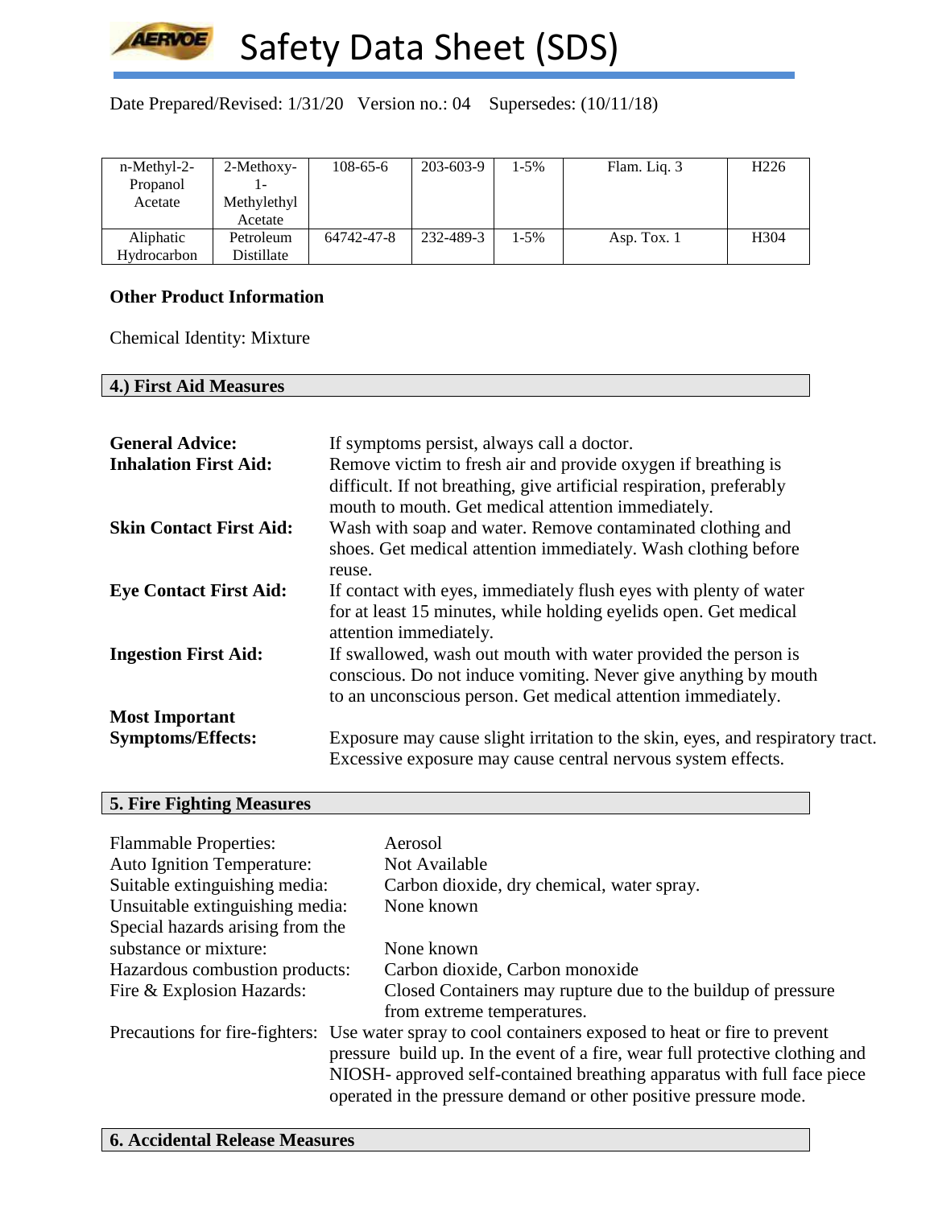Date Prepared/Revised: 1/31/20 Version no.: 04 Supersedes: (10/11/18)

| | | | | | | |
|---|---|---|---|---|---|---|
| n-Methyl-2-Propanol Acetate | 2-Methoxy-1-Methylethyl Acetate | 108-65-6 | 203-603-9 | 1-5% | Flam. Liq. 3 | H226 |
| Aliphatic Hydrocarbon | Petroleum Distillate | 64742-47-8 | 232-489-3 | 1-5% | Asp. Tox. 1 | H304 |

**Other Product Information**

Chemical Identity: Mixture

## 4.) First Aid Measures

**General Advice:** If symptoms persist, always call a doctor.

**Inhalation First Aid:** Remove victim to fresh air and provide oxygen if breathing is difficult. If not breathing, give artificial respiration, preferably mouth to mouth. Get medical attention immediately.

**Skin Contact First Aid:** Wash with soap and water. Remove contaminated clothing and shoes. Get medical attention immediately. Wash clothing before reuse.

**Eye Contact First Aid:** If contact with eyes, immediately flush eyes with plenty of water for at least 15 minutes, while holding eyelids open. Get medical attention immediately.

**Ingestion First Aid:** If swallowed, wash out mouth with water provided the person is conscious. Do not induce vomiting. Never give anything by mouth to an unconscious person. Get medical attention immediately.

**Most Important Symptoms/Effects:** Exposure may cause slight irritation to the skin, eyes, and respiratory tract. Excessive exposure may cause central nervous system effects.

## 5. Fire Fighting Measures

Flammable Properties: Aerosol

Auto Ignition Temperature: Not Available

Suitable extinguishing media: Carbon dioxide, dry chemical, water spray.

Unsuitable extinguishing media: None known

Special hazards arising from the substance or mixture: None known

Hazardous combustion products: Carbon dioxide, Carbon monoxide

Fire & Explosion Hazards: Closed Containers may rupture due to the buildup of pressure from extreme temperatures.

Precautions for fire-fighters: Use water spray to cool containers exposed to heat or fire to prevent pressure build up. In the event of a fire, wear full protective clothing and NIOSH- approved self-contained breathing apparatus with full face piece operated in the pressure demand or other positive pressure mode.

## 6. Accidental Release Measures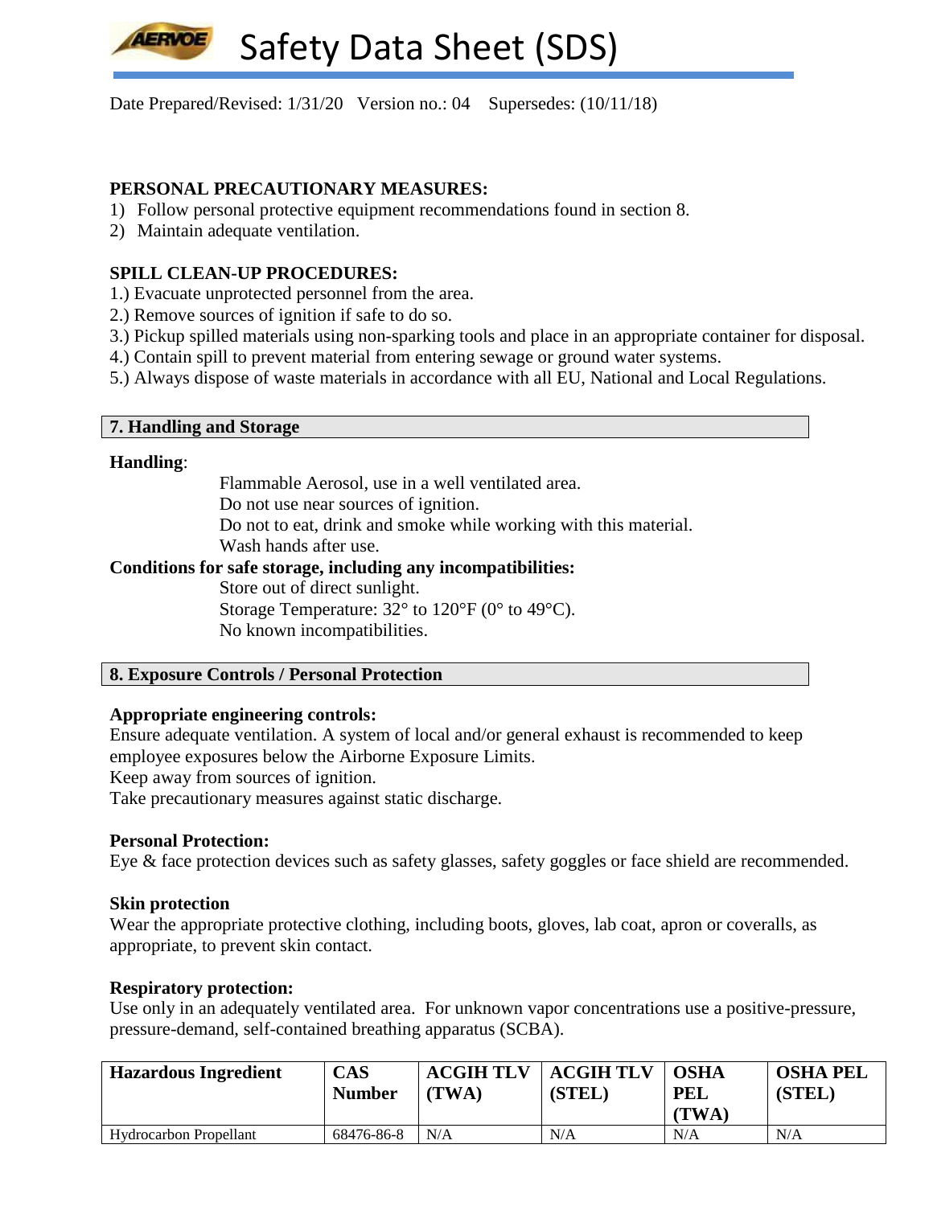Date Prepared/Revised: 1/31/20 Version no.: 04 Supersedes: (10/11/18)

**PERSONAL PRECAUTIONARY MEASURES:**

1) Follow personal protective equipment recommendations found in section 8.
2) Maintain adequate ventilation.

**SPILL CLEAN-UP PROCEDURES:**

1.) Evacuate unprotected personnel from the area.
2.) Remove sources of ignition if safe to do so.
3.) Pickup spilled materials using non-sparking tools and place in an appropriate container for disposal.
4.) Contain spill to prevent material from entering sewage or ground water systems.
5.) Always dispose of waste materials in accordance with all EU, National and Local Regulations.

## 7. Handling and Storage

**Handling**:

Flammable Aerosol, use in a well ventilated area.
Do not use near sources of ignition.
Do not to eat, drink and smoke while working with this material.
Wash hands after use.

**Conditions for safe storage, including any incompatibilities:**

Store out of direct sunlight.
Storage Temperature: 32° to 120°F (0° to 49°C).
No known incompatibilities.

## 8. Exposure Controls / Personal Protection

**Appropriate engineering controls:**

Ensure adequate ventilation. A system of local and/or general exhaust is recommended to keep employee exposures below the Airborne Exposure Limits.
Keep away from sources of ignition.
Take precautionary measures against static discharge.

**Personal Protection:**

Eye & face protection devices such as safety glasses, safety goggles or face shield are recommended.

**Skin protection**

Wear the appropriate protective clothing, including boots, gloves, lab coat, apron or coveralls, as appropriate, to prevent skin contact.

**Respiratory protection:**

Use only in an adequately ventilated area. For unknown vapor concentrations use a positive-pressure, pressure-demand, self-contained breathing apparatus (SCBA).

| Hazardous Ingredient | CAS Number | ACGIH TLV (TWA) | ACGIH TLV (STEL) | OSHA PEL (TWA) | OSHA PEL (STEL) |
|---|---|---|---|---|---|
| Hydrocarbon Propellant | 68476-86-8 | N/A | N/A | N/A | N/A |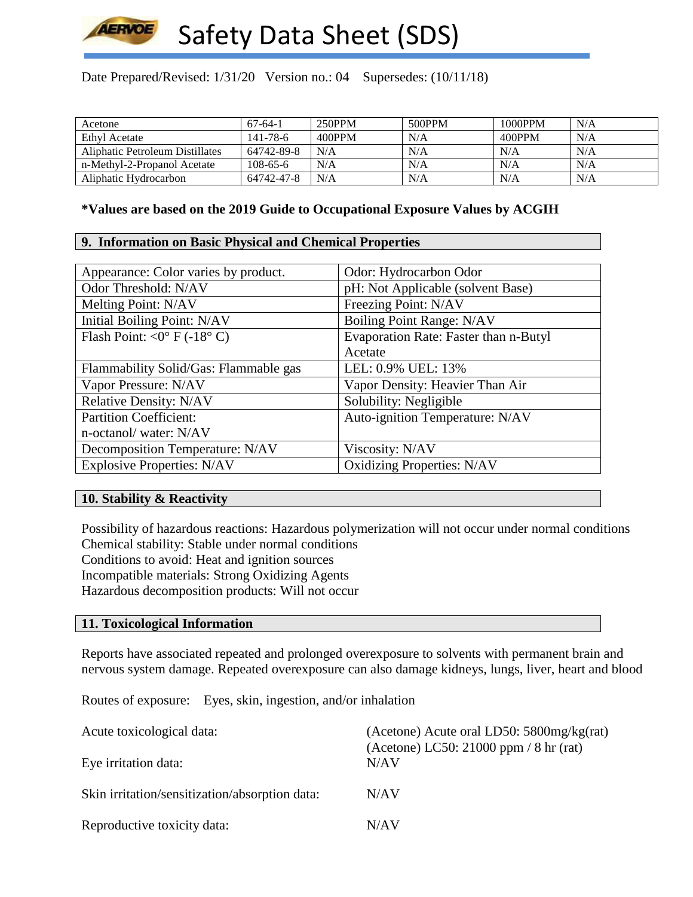Date Prepared/Revised: 1/31/20 Version no.: 04 Supersedes: (10/11/18)

| Acetone | 67-64-1 | 250PPM | 500PPM | 1000PPM | N/A |
|---|---|---|---|---|---|
| Ethyl Acetate | 141-78-6 | 400PPM | N/A | 400PPM | N/A |
| Aliphatic Petroleum Distillates | 64742-89-8 | N/A | N/A | N/A | N/A |
| n-Methyl-2-Propanol Acetate | 108-65-6 | N/A | N/A | N/A | N/A |
| Aliphatic Hydrocarbon | 64742-47-8 | N/A | N/A | N/A | N/A |

**\*Values are based on the 2019 Guide to Occupational Exposure Values by ACGIH**

## 9. Information on Basic Physical and Chemical Properties

| Appearance: Color varies by product. | Odor: Hydrocarbon Odor |
|---|---|
| Odor Threshold: N/AV | pH: Not Applicable (solvent Base) |
| Melting Point: N/AV | Freezing Point: N/AV |
| Initial Boiling Point: N/AV | Boiling Point Range: N/AV |
| Flash Point: <0° F (-18° C) | Evaporation Rate: Faster than n-Butyl Acetate |
| Flammability Solid/Gas: Flammable gas | LEL: 0.9% UEL: 13% |
| Vapor Pressure: N/AV | Vapor Density: Heavier Than Air |
| Relative Density: N/AV | Solubility: Negligible |
| Partition Coefficient: n-octanol/ water: N/AV | Auto-ignition Temperature: N/AV |
| Decomposition Temperature: N/AV | Viscosity: N/AV |
| Explosive Properties: N/AV | Oxidizing Properties: N/AV |

## 10. Stability & Reactivity

Possibility of hazardous reactions: Hazardous polymerization will not occur under normal conditions
Chemical stability: Stable under normal conditions
Conditions to avoid: Heat and ignition sources
Incompatible materials: Strong Oxidizing Agents
Hazardous decomposition products: Will not occur

## 11. Toxicological Information

Reports have associated repeated and prolonged overexposure to solvents with permanent brain and nervous system damage. Repeated overexposure can also damage kidneys, lungs, liver, heart and blood

Routes of exposure: Eyes, skin, ingestion, and/or inhalation

Acute toxicological data: (Acetone) Acute oral LD50: 5800mg/kg(rat)
(Acetone) LC50: 21000 ppm / 8 hr (rat)

Eye irritation data: N/AV

Skin irritation/sensitization/absorption data: N/AV

Reproductive toxicity data: N/AV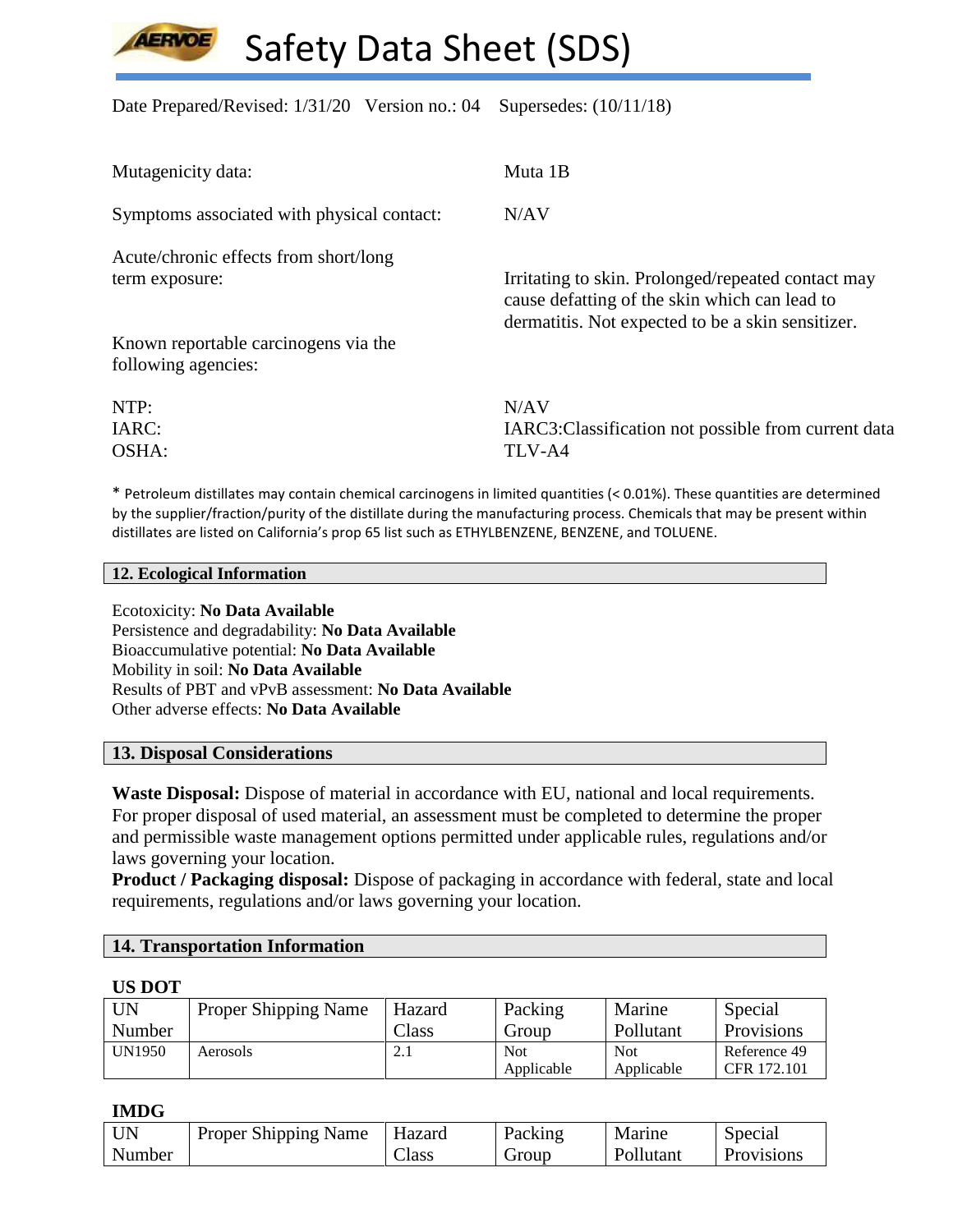| | |
|---|---|
| Mutagenicity data: | Muta 1B |
| Symptoms associated with physical contact: | N/AV |
| Acute/chronic effects from short/long term exposure: | Irritating to skin. Prolonged/repeated contact may cause defatting of the skin which can lead to dermatitis. Not expected to be a skin sensitizer. |
| Known reportable carcinogens via the following agencies: | |
| NTP: | N/AV |
| IARC: | IARC3:Classification not possible from current data |
| OSHA: | TLV-A4 |

* Petroleum distillates may contain chemical carcinogens in limited quantities (< 0.01%). These quantities are determined by the supplier/fraction/purity of the distillate during the manufacturing process. Chemicals that may be present within distillates are listed on California's prop 65 list such as ETHYLBENZENE, BENZENE, and TOLUENE.

## 12. Ecological Information

Ecotoxicity: **No Data Available**
Persistence and degradability: **No Data Available**
Bioaccumulative potential: **No Data Available**
Mobility in soil: **No Data Available**
Results of PBT and vPvB assessment: **No Data Available**
Other adverse effects: **No Data Available**

## 13. Disposal Considerations

**Waste Disposal:** Dispose of material in accordance with EU, national and local requirements. For proper disposal of used material, an assessment must be completed to determine the proper and permissible waste management options permitted under applicable rules, regulations and/or laws governing your location.
**Product / Packaging disposal:** Dispose of packaging in accordance with federal, state and local requirements, regulations and/or laws governing your location.

## 14. Transportation Information

**US DOT**

| UN Number | Proper Shipping Name | Hazard Class | Packing Group | Marine Pollutant | Special Provisions |
|---|---|---|---|---|---|
| UN1950 | Aerosols | 2.1 | Not Applicable | Not Applicable | Reference 49 CFR 172.101 |

**IMDG**

| UN Number | Proper Shipping Name | Hazard Class | Packing Group | Marine Pollutant | Special Provisions |
|---|---|---|---|---|---|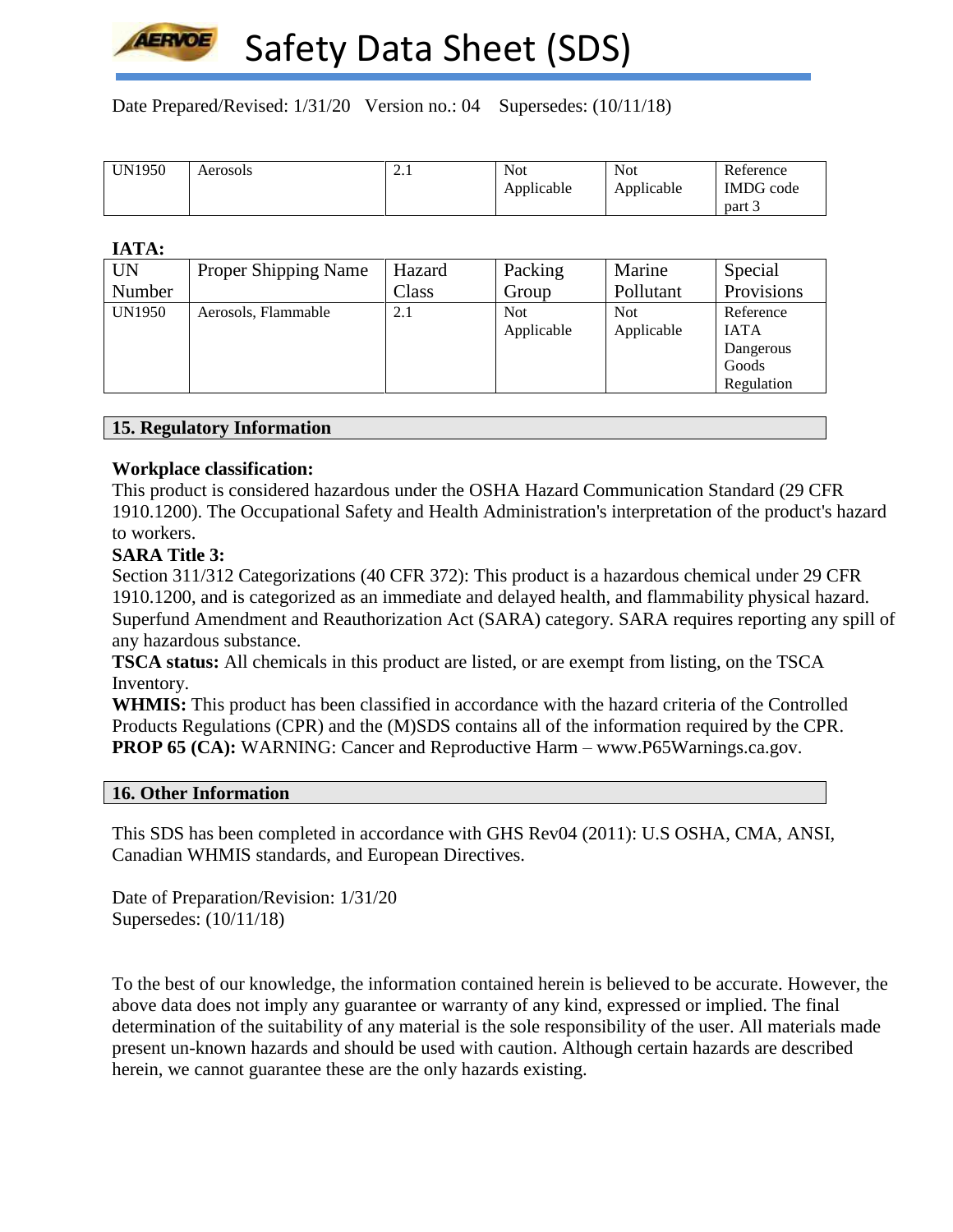Date Prepared/Revised: 1/31/20 Version no.: 04 Supersedes: (10/11/18)

| | | | | | |
|---|---|---|---|---|---|
| UN1950 | Aerosols | 2.1 | Not Applicable | Not Applicable | Reference IMDG code part 3 |

**IATA:**

| UN Number | Proper Shipping Name | Hazard Class | Packing Group | Marine Pollutant | Special Provisions |
|---|---|---|---|---|---|
| UN1950 | Aerosols, Flammable | 2.1 | Not Applicable | Not Applicable | Reference IATA Dangerous Goods Regulation |

## 15. Regulatory Information

**Workplace classification:**
This product is considered hazardous under the OSHA Hazard Communication Standard (29 CFR 1910.1200). The Occupational Safety and Health Administration's interpretation of the product's hazard to workers.

**SARA Title 3:**
Section 311/312 Categorizations (40 CFR 372): This product is a hazardous chemical under 29 CFR 1910.1200, and is categorized as an immediate and delayed health, and flammability physical hazard. Superfund Amendment and Reauthorization Act (SARA) category. SARA requires reporting any spill of any hazardous substance.

**TSCA status:** All chemicals in this product are listed, or are exempt from listing, on the TSCA Inventory.

**WHMIS:** This product has been classified in accordance with the hazard criteria of the Controlled Products Regulations (CPR) and the (M)SDS contains all of the information required by the CPR.

**PROP 65 (CA):** WARNING: Cancer and Reproductive Harm – www.P65Warnings.ca.gov.

## 16. Other Information

This SDS has been completed in accordance with GHS Rev04 (2011): U.S OSHA, CMA, ANSI, Canadian WHMIS standards, and European Directives.

Date of Preparation/Revision: 1/31/20
Supersedes: (10/11/18)

To the best of our knowledge, the information contained herein is believed to be accurate. However, the above data does not imply any guarantee or warranty of any kind, expressed or implied. The final determination of the suitability of any material is the sole responsibility of the user. All materials made present un-known hazards and should be used with caution. Although certain hazards are described herein, we cannot guarantee these are the only hazards existing.